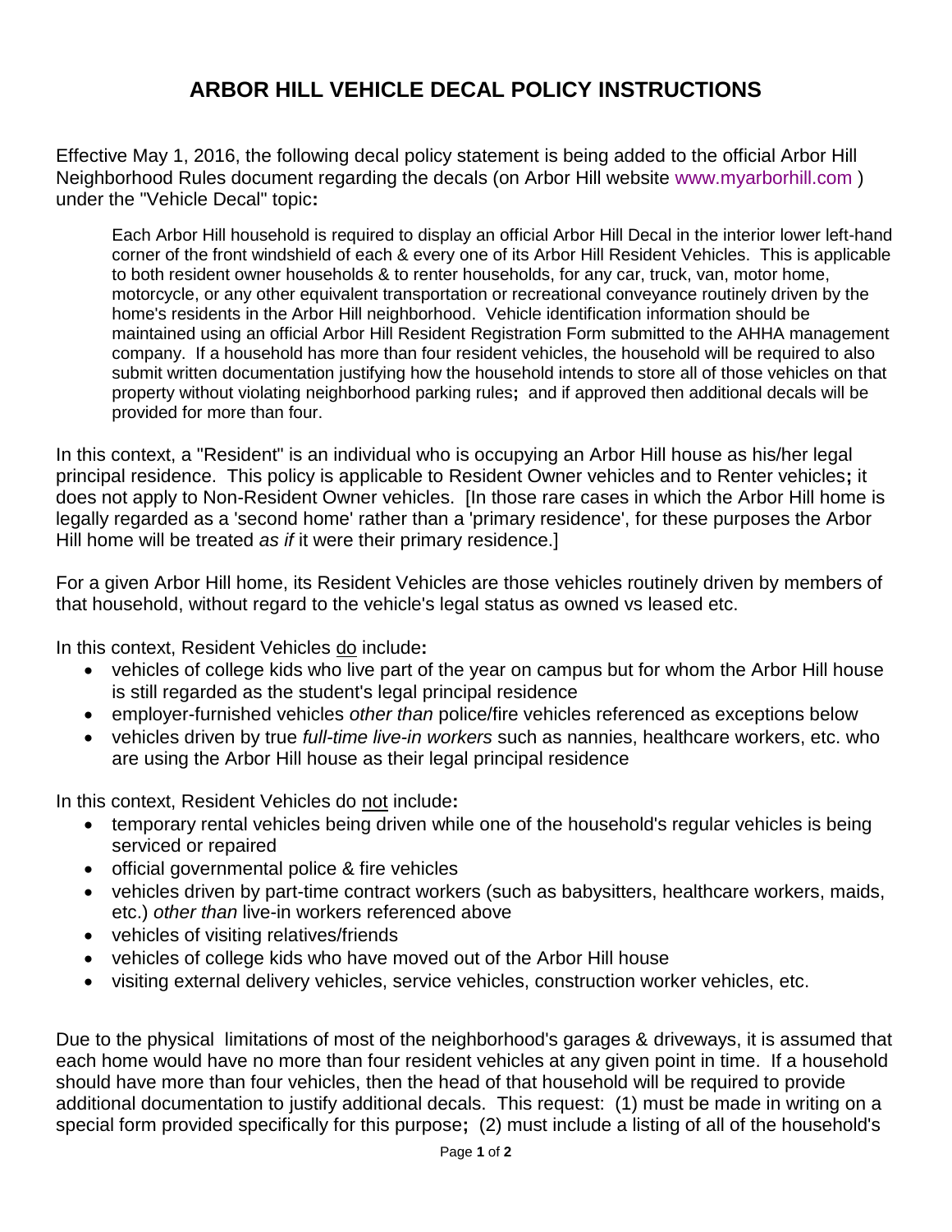# ARBOR HILL VEHICLE DECAL POLICY INSTRUCTIONS

Effective May 1, 2016, the following decal policy statement is being added to the official Arbor Hill Neighborhood Rules document regarding the decals (on Arbor Hill website www.myarborhill.com ) under the "Vehicle Decal" topic**:**

> Each Arbor Hill household is required to display an official Arbor Hill Decal in the interior lower left-hand corner of the front windshield of each & every one of its Arbor Hill Resident Vehicles. This is applicable to both resident owner households & to renter households, for any car, truck, van, motor home, motorcycle, or any other equivalent transportation or recreational conveyance routinely driven by the home's residents in the Arbor Hill neighborhood. Vehicle identification information should be maintained using an official Arbor Hill Resident Registration Form submitted to the AHHA management company. If a household has more than four resident vehicles, the household will be required to also submit written documentation justifying how the household intends to store all of those vehicles on that property without violating neighborhood parking rules**;** and if approved then additional decals will be provided for more than four.

In this context, a "Resident" is an individual who is occupying an Arbor Hill house as his/her legal principal residence. This policy is applicable to Resident Owner vehicles and to Renter vehicles**;** it does not apply to Non-Resident Owner vehicles. [In those rare cases in which the Arbor Hill home is legally regarded as a 'second home' rather than a 'primary residence', for these purposes the Arbor Hill home will be treated *as if* it were their primary residence.]

For a given Arbor Hill home, its Resident Vehicles are those vehicles routinely driven by members of that household, without regard to the vehicle's legal status as owned vs leased etc.

In this context, Resident Vehicles <u>do</u> include**:**

- vehicles of college kids who live part of the year on campus but for whom the Arbor Hill house is still regarded as the student's legal principal residence
- employer-furnished vehicles *other than* police/fire vehicles referenced as exceptions below
- vehicles driven by true *full-time live-in workers* such as nannies, healthcare workers, etc. who are using the Arbor Hill house as their legal principal residence

In this context, Resident Vehicles do <u>not</u> include**:**

- temporary rental vehicles being driven while one of the household's regular vehicles is being serviced or repaired
- official governmental police & fire vehicles
- vehicles driven by part-time contract workers (such as babysitters, healthcare workers, maids, etc.) *other than* live-in workers referenced above
- vehicles of visiting relatives/friends
- vehicles of college kids who have moved out of the Arbor Hill house
- visiting external delivery vehicles, service vehicles, construction worker vehicles, etc.

Due to the physical limitations of most of the neighborhood's garages & driveways, it is assumed that each home would have no more than four resident vehicles at any given point in time. If a household should have more than four vehicles, then the head of that household will be required to provide additional documentation to justify additional decals. This request: (1) must be made in writing on a special form provided specifically for this purpose**;** (2) must include a listing of all of the household's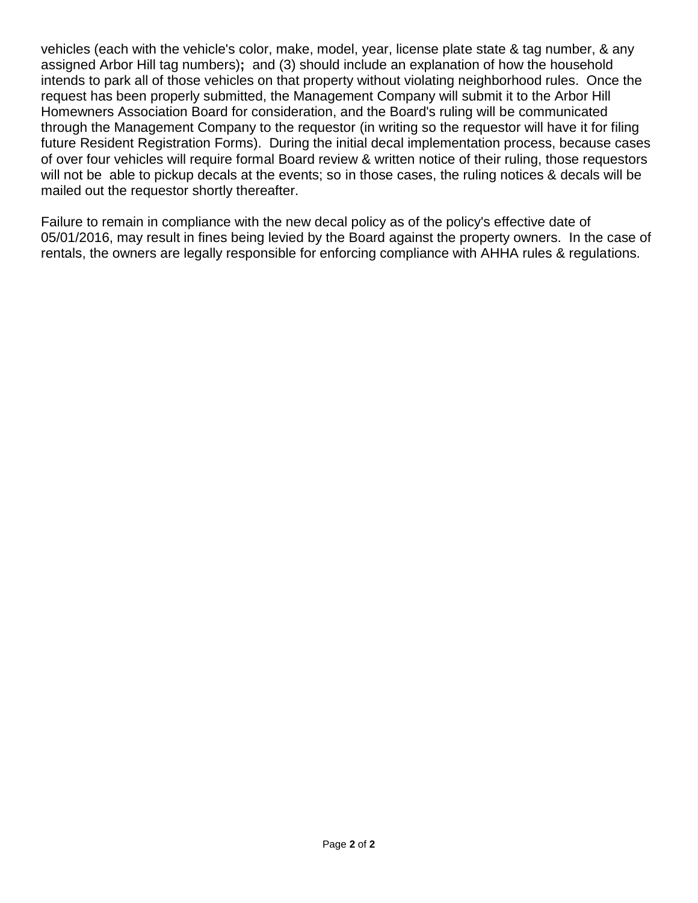vehicles (each with the vehicle's color, make, model, year, license plate state & tag number, & any assigned Arbor Hill tag numbers)**;** and (3) should include an explanation of how the household intends to park all of those vehicles on that property without violating neighborhood rules. Once the request has been properly submitted, the Management Company will submit it to the Arbor Hill Homewners Association Board for consideration, and the Board's ruling will be communicated through the Management Company to the requestor (in writing so the requestor will have it for filing future Resident Registration Forms). During the initial decal implementation process, because cases of over four vehicles will require formal Board review & written notice of their ruling, those requestors will not be able to pickup decals at the events; so in those cases, the ruling notices & decals will be mailed out the requestor shortly thereafter.

Failure to remain in compliance with the new decal policy as of the policy's effective date of 05/01/2016, may result in fines being levied by the Board against the property owners. In the case of rentals, the owners are legally responsible for enforcing compliance with AHHA rules & regulations.